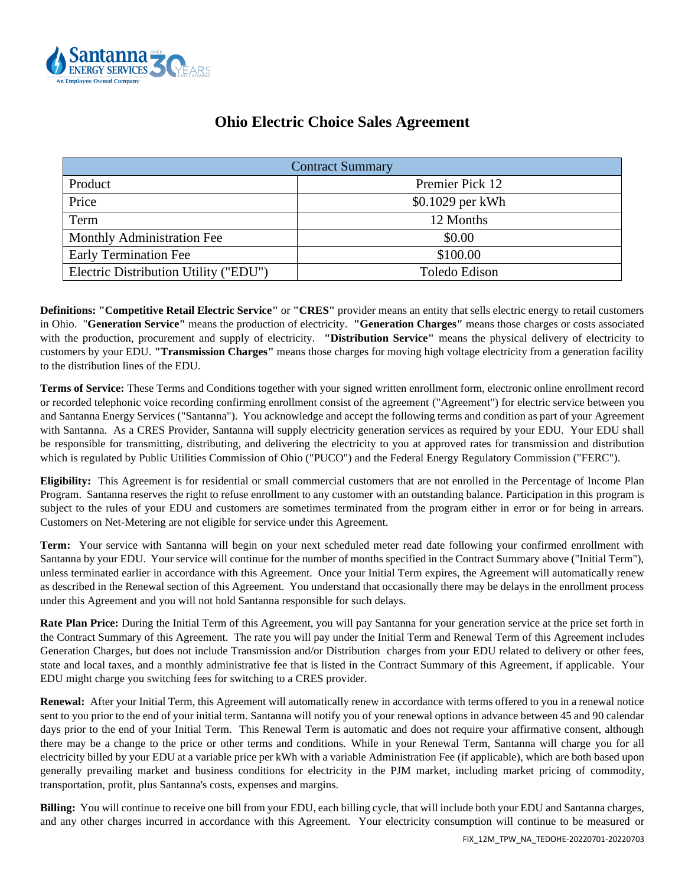# Ohio Electric Choice Sales Agreement

| Contract Summary | |
|---|---|
| Product | Premier Pick 12 |
| Price | $0.1029 per kWh |
| Term | 12 Months |
| Monthly Administration Fee | $0.00 |
| Early Termination Fee | $100.00 |
| Electric Distribution Utility ("EDU") | Toledo Edison |

**Definitions: "Competitive Retail Electric Service"** or **"CRES"** provider means an entity that sells electric energy to retail customers in Ohio. "**Generation Service"** means the production of electricity. **"Generation Charges"** means those charges or costs associated with the production, procurement and supply of electricity. **"Distribution Service"** means the physical delivery of electricity to customers by your EDU. **"Transmission Charges"** means those charges for moving high voltage electricity from a generation facility to the distribution lines of the EDU.

**Terms of Service:** These Terms and Conditions together with your signed written enrollment form, electronic online enrollment record or recorded telephonic voice recording confirming enrollment consist of the agreement ("Agreement") for electric service between you and Santanna Energy Services ("Santanna"). You acknowledge and accept the following terms and condition as part of your Agreement with Santanna. As a CRES Provider, Santanna will supply electricity generation services as required by your EDU. Your EDU shall be responsible for transmitting, distributing, and delivering the electricity to you at approved rates for transmission and distribution which is regulated by Public Utilities Commission of Ohio ("PUCO") and the Federal Energy Regulatory Commission ("FERC").

**Eligibility:** This Agreement is for residential or small commercial customers that are not enrolled in the Percentage of Income Plan Program. Santanna reserves the right to refuse enrollment to any customer with an outstanding balance. Participation in this program is subject to the rules of your EDU and customers are sometimes terminated from the program either in error or for being in arrears. Customers on Net-Metering are not eligible for service under this Agreement.

**Term:** Your service with Santanna will begin on your next scheduled meter read date following your confirmed enrollment with Santanna by your EDU. Your service will continue for the number of months specified in the Contract Summary above ("Initial Term"), unless terminated earlier in accordance with this Agreement. Once your Initial Term expires, the Agreement will automatically renew as described in the Renewal section of this Agreement. You understand that occasionally there may be delays in the enrollment process under this Agreement and you will not hold Santanna responsible for such delays.

**Rate Plan Price:** During the Initial Term of this Agreement, you will pay Santanna for your generation service at the price set forth in the Contract Summary of this Agreement. The rate you will pay under the Initial Term and Renewal Term of this Agreement includes Generation Charges, but does not include Transmission and/or Distribution charges from your EDU related to delivery or other fees, state and local taxes, and a monthly administrative fee that is listed in the Contract Summary of this Agreement, if applicable. Your EDU might charge you switching fees for switching to a CRES provider.

**Renewal:** After your Initial Term, this Agreement will automatically renew in accordance with terms offered to you in a renewal notice sent to you prior to the end of your initial term. Santanna will notify you of your renewal options in advance between 45 and 90 calendar days prior to the end of your Initial Term. This Renewal Term is automatic and does not require your affirmative consent, although there may be a change to the price or other terms and conditions. While in your Renewal Term, Santanna will charge you for all electricity billed by your EDU at a variable price per kWh with a variable Administration Fee (if applicable), which are both based upon generally prevailing market and business conditions for electricity in the PJM market, including market pricing of commodity, transportation, profit, plus Santanna's costs, expenses and margins.

**Billing:** You will continue to receive one bill from your EDU, each billing cycle, that will include both your EDU and Santanna charges, and any other charges incurred in accordance with this Agreement. Your electricity consumption will continue to be measured or

FIX_12M_TPW_NA_TEDOHE-20220701-20220703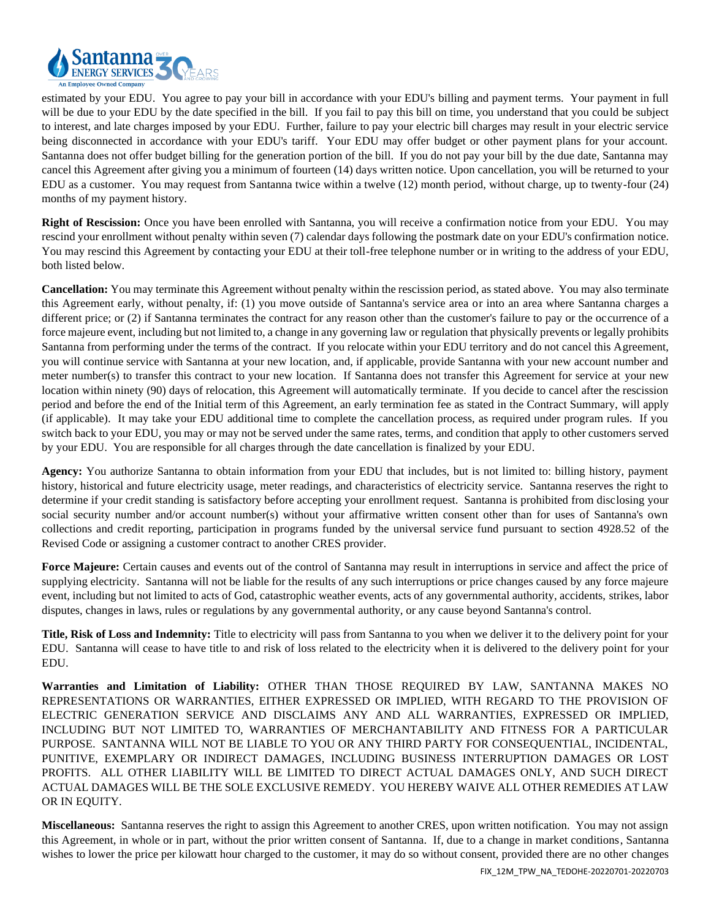estimated by your EDU. You agree to pay your bill in accordance with your EDU's billing and payment terms. Your payment in full will be due to your EDU by the date specified in the bill. If you fail to pay this bill on time, you understand that you could be subject to interest, and late charges imposed by your EDU. Further, failure to pay your electric bill charges may result in your electric service being disconnected in accordance with your EDU's tariff. Your EDU may offer budget or other payment plans for your account. Santanna does not offer budget billing for the generation portion of the bill. If you do not pay your bill by the due date, Santanna may cancel this Agreement after giving you a minimum of fourteen (14) days written notice. Upon cancellation, you will be returned to your EDU as a customer. You may request from Santanna twice within a twelve (12) month period, without charge, up to twenty-four (24) months of my payment history.

**Right of Rescission:** Once you have been enrolled with Santanna, you will receive a confirmation notice from your EDU. You may rescind your enrollment without penalty within seven (7) calendar days following the postmark date on your EDU's confirmation notice. You may rescind this Agreement by contacting your EDU at their toll-free telephone number or in writing to the address of your EDU, both listed below.

**Cancellation:** You may terminate this Agreement without penalty within the rescission period, as stated above. You may also terminate this Agreement early, without penalty, if: (1) you move outside of Santanna's service area or into an area where Santanna charges a different price; or (2) if Santanna terminates the contract for any reason other than the customer's failure to pay or the occurrence of a force majeure event, including but not limited to, a change in any governing law or regulation that physically prevents or legally prohibits Santanna from performing under the terms of the contract. If you relocate within your EDU territory and do not cancel this Agreement, you will continue service with Santanna at your new location, and, if applicable, provide Santanna with your new account number and meter number(s) to transfer this contract to your new location. If Santanna does not transfer this Agreement for service at your new location within ninety (90) days of relocation, this Agreement will automatically terminate. If you decide to cancel after the rescission period and before the end of the Initial term of this Agreement, an early termination fee as stated in the Contract Summary, will apply (if applicable). It may take your EDU additional time to complete the cancellation process, as required under program rules. If you switch back to your EDU, you may or may not be served under the same rates, terms, and condition that apply to other customers served by your EDU. You are responsible for all charges through the date cancellation is finalized by your EDU.

**Agency:** You authorize Santanna to obtain information from your EDU that includes, but is not limited to: billing history, payment history, historical and future electricity usage, meter readings, and characteristics of electricity service. Santanna reserves the right to determine if your credit standing is satisfactory before accepting your enrollment request. Santanna is prohibited from disclosing your social security number and/or account number(s) without your affirmative written consent other than for uses of Santanna's own collections and credit reporting, participation in programs funded by the universal service fund pursuant to section 4928.52 of the Revised Code or assigning a customer contract to another CRES provider.

**Force Majeure:** Certain causes and events out of the control of Santanna may result in interruptions in service and affect the price of supplying electricity. Santanna will not be liable for the results of any such interruptions or price changes caused by any force majeure event, including but not limited to acts of God, catastrophic weather events, acts of any governmental authority, accidents, strikes, labor disputes, changes in laws, rules or regulations by any governmental authority, or any cause beyond Santanna's control.

**Title, Risk of Loss and Indemnity:** Title to electricity will pass from Santanna to you when we deliver it to the delivery point for your EDU. Santanna will cease to have title to and risk of loss related to the electricity when it is delivered to the delivery point for your EDU.

**Warranties and Limitation of Liability:** OTHER THAN THOSE REQUIRED BY LAW, SANTANNA MAKES NO REPRESENTATIONS OR WARRANTIES, EITHER EXPRESSED OR IMPLIED, WITH REGARD TO THE PROVISION OF ELECTRIC GENERATION SERVICE AND DISCLAIMS ANY AND ALL WARRANTIES, EXPRESSED OR IMPLIED, INCLUDING BUT NOT LIMITED TO, WARRANTIES OF MERCHANTABILITY AND FITNESS FOR A PARTICULAR PURPOSE. SANTANNA WILL NOT BE LIABLE TO YOU OR ANY THIRD PARTY FOR CONSEQUENTIAL, INCIDENTAL, PUNITIVE, EXEMPLARY OR INDIRECT DAMAGES, INCLUDING BUSINESS INTERRUPTION DAMAGES OR LOST PROFITS. ALL OTHER LIABILITY WILL BE LIMITED TO DIRECT ACTUAL DAMAGES ONLY, AND SUCH DIRECT ACTUAL DAMAGES WILL BE THE SOLE EXCLUSIVE REMEDY. YOU HEREBY WAIVE ALL OTHER REMEDIES AT LAW OR IN EQUITY.

**Miscellaneous:** Santanna reserves the right to assign this Agreement to another CRES, upon written notification. You may not assign this Agreement, in whole or in part, without the prior written consent of Santanna. If, due to a change in market conditions, Santanna wishes to lower the price per kilowatt hour charged to the customer, it may do so without consent, provided there are no other changes

FIX_12M_TPW_NA_TEDOHE-20220701-20220703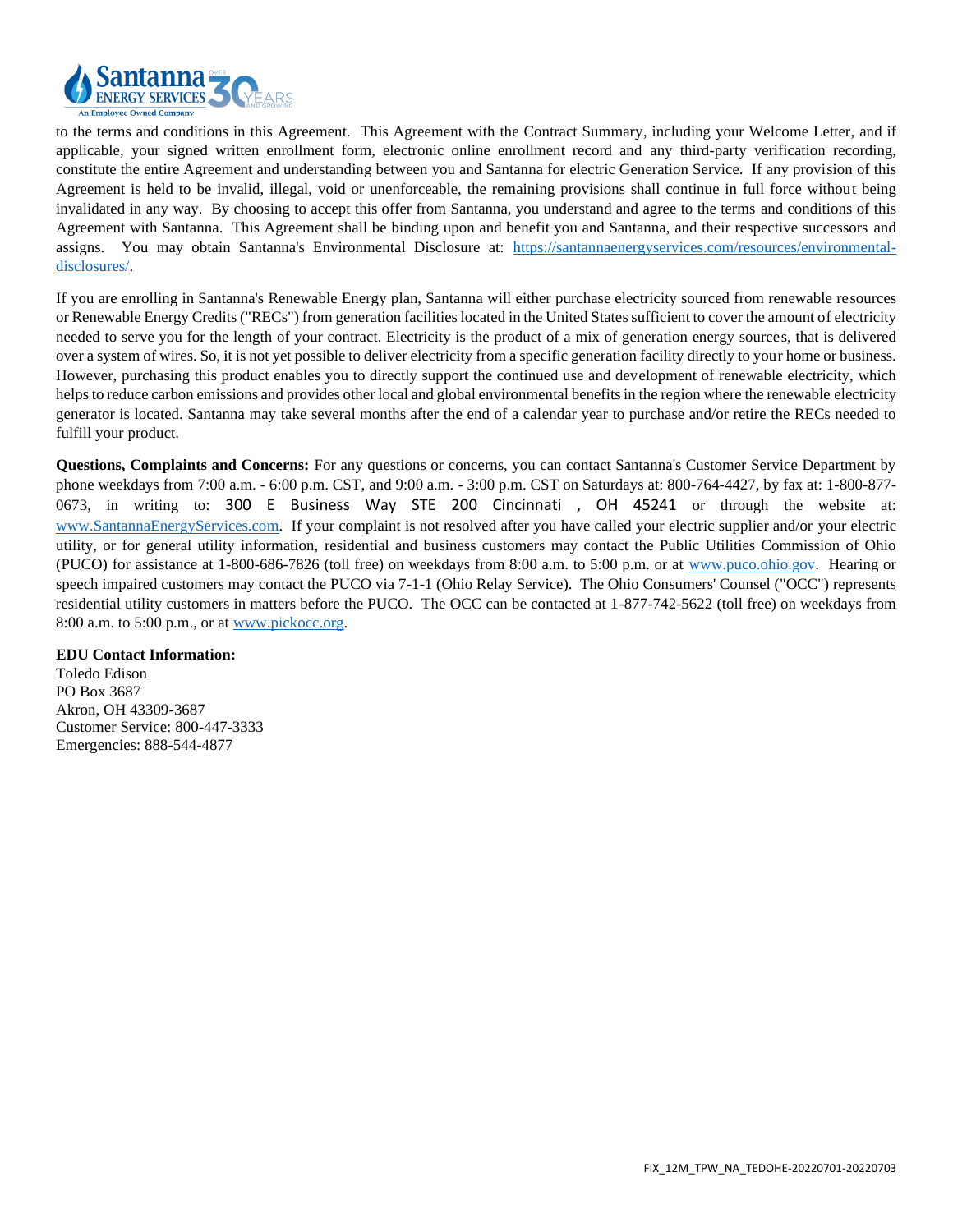to the terms and conditions in this Agreement. This Agreement with the Contract Summary, including your Welcome Letter, and if applicable, your signed written enrollment form, electronic online enrollment record and any third-party verification recording, constitute the entire Agreement and understanding between you and Santanna for electric Generation Service. If any provision of this Agreement is held to be invalid, illegal, void or unenforceable, the remaining provisions shall continue in full force without being invalidated in any way. By choosing to accept this offer from Santanna, you understand and agree to the terms and conditions of this Agreement with Santanna. This Agreement shall be binding upon and benefit you and Santanna, and their respective successors and assigns. You may obtain Santanna's Environmental Disclosure at: https://santannaenergyservices.com/resources/environmental-disclosures/.

If you are enrolling in Santanna's Renewable Energy plan, Santanna will either purchase electricity sourced from renewable resources or Renewable Energy Credits ("RECs") from generation facilities located in the United States sufficient to cover the amount of electricity needed to serve you for the length of your contract. Electricity is the product of a mix of generation energy sources, that is delivered over a system of wires. So, it is not yet possible to deliver electricity from a specific generation facility directly to your home or business. However, purchasing this product enables you to directly support the continued use and development of renewable electricity, which helps to reduce carbon emissions and provides other local and global environmental benefits in the region where the renewable electricity generator is located. Santanna may take several months after the end of a calendar year to purchase and/or retire the RECs needed to fulfill your product.

**Questions, Complaints and Concerns:** For any questions or concerns, you can contact Santanna's Customer Service Department by phone weekdays from 7:00 a.m. - 6:00 p.m. CST, and 9:00 a.m. - 3:00 p.m. CST on Saturdays at: 800-764-4427, by fax at: 1-800-877-0673, in writing to: 300 E Business Way STE 200 Cincinnati , OH 45241 or through the website at: www.SantannaEnergyServices.com. If your complaint is not resolved after you have called your electric supplier and/or your electric utility, or for general utility information, residential and business customers may contact the Public Utilities Commission of Ohio (PUCO) for assistance at 1-800-686-7826 (toll free) on weekdays from 8:00 a.m. to 5:00 p.m. or at www.puco.ohio.gov. Hearing or speech impaired customers may contact the PUCO via 7-1-1 (Ohio Relay Service). The Ohio Consumers' Counsel ("OCC") represents residential utility customers in matters before the PUCO. The OCC can be contacted at 1-877-742-5622 (toll free) on weekdays from 8:00 a.m. to 5:00 p.m., or at www.pickocc.org.

**EDU Contact Information:**
Toledo Edison
PO Box 3687
Akron, OH 43309-3687
Customer Service: 800-447-3333
Emergencies: 888-544-4877

FIX_12M_TPW_NA_TEDOHE-20220701-20220703